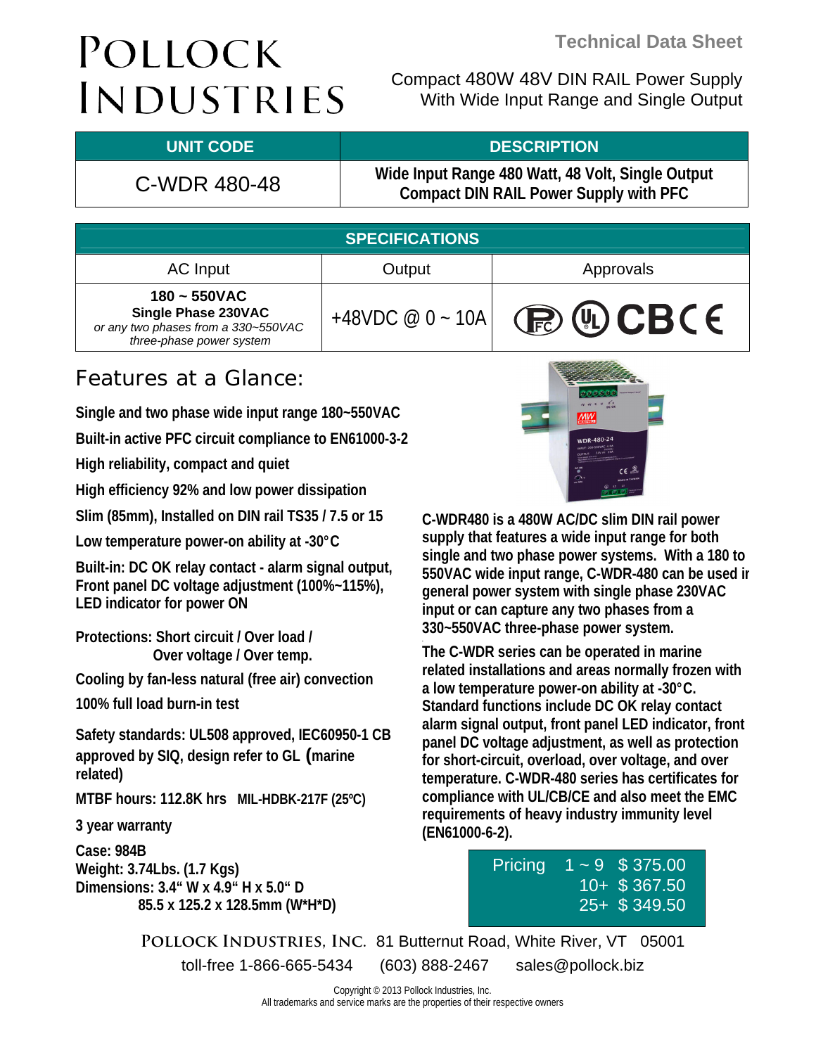# POLLOCK INDUSTRIES

**Technical Data Sheet**

Compact 480W 48V DIN RAIL Power Supply
With Wide Input Range and Single Output

| UNIT CODE | DESCRIPTION |
|---|---|
| C-WDR 480-48 | **Wide Input Range 480 Watt, 48 Volt, Single Output Compact DIN RAIL Power Supply with PFC** |

| SPECIFICATIONS | | |
|---|---|---|
| AC Input | Output | Approvals |
| **180 ~ 550VAC** **Single Phase 230VAC** *or any two phases from a 330~550VAC three-phase power system* | +48VDC @ 0 ~ 10A | FC UL CB CE |

## Features at a Glance:

**Single and two phase wide input range 180~550VAC**

**Built-in active PFC circuit compliance to EN61000-3-2**

**High reliability, compact and quiet**

**High efficiency 92% and low power dissipation**

**Slim (85mm), Installed on DIN rail TS35 / 7.5 or 15**

**Low temperature power-on ability at -30°C**

**Built-in: DC OK relay contact - alarm signal output, Front panel DC voltage adjustment (100%~115%), LED indicator for power ON**

**Protections: Short circuit / Over load / Over voltage / Over temp.**

**Cooling by fan-less natural (free air) convection**

**100% full load burn-in test**

**Safety standards: UL508 approved, IEC60950-1 CB approved by SIQ, design refer to GL (marine related)**

**MTBF hours: 112.8K hrs MIL-HDBK-217F (25ºC)**

**3 year warranty**

**Case: 984B**
**Weight: 3.74Lbs. (1.7 Kgs)**
**Dimensions: 3.4" W x 4.9" H x 5.0" D**
**85.5 x 125.2 x 128.5mm (W\*H\*D)**

**C-WDR480 is a 480W AC/DC slim DIN rail power supply that features a wide input range for both single and two phase power systems. With a 180 to 550VAC wide input range, C-WDR-480 can be used in general power system with single phase 230VAC input or can capture any two phases from a 330~550VAC three-phase power system.**

**The C-WDR series can be operated in marine related installations and areas normally frozen with a low temperature power-on ability at -30°C. Standard functions include DC OK relay contact alarm signal output, front panel LED indicator, front panel DC voltage adjustment, as well as protection for short-circuit, overload, over voltage, and over temperature. C-WDR-480 series has certificates for compliance with UL/CB/CE and also meet the EMC requirements of heavy industry immunity level (EN61000-6-2).**

| Pricing | Qty | Price |
|---|---|---|
| | 1 ~ 9 | $ 375.00 |
| | 10+ | $ 367.50 |
| | 25+ | $ 349.50 |

POLLOCK INDUSTRIES, INC. 81 Butternut Road, White River, VT 05001
toll-free 1-866-665-5434 (603) 888-2467 sales@pollock.biz

Copyright © 2013 Pollock Industries, Inc.
All trademarks and service marks are the properties of their respective owners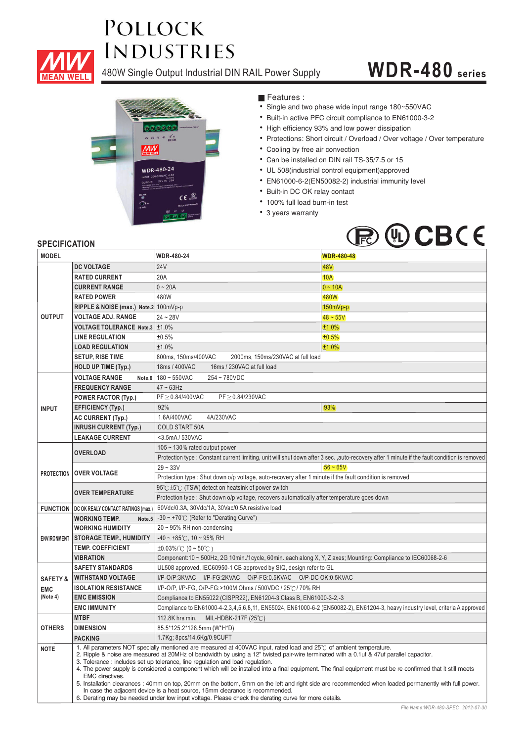# Pollock Industries

## 480W Single Output Industrial DIN RAIL Power Supply

# WDR-480 series

### Features :

- Single and two phase wide input range 180~550VAC
- Built-in active PFC circuit compliance to EN61000-3-2
- High efficiency 93% and low power dissipation
- Protections: Short circuit / Overload / Over voltage / Over temperature
- Cooling by free air convection
- Can be installed on DIN rail TS-35/7.5 or 15
- UL 508(industrial control equipment)approved
- EN61000-6-2(EN50082-2) industrial immunity level
- Built-in DC OK relay contact
- 100% full load burn-in test
- 3 years warranty

## SPECIFICATION

| MODEL | | WDR-480-24 | WDR-480-48 |
|---|---|---|---|
| OUTPUT | DC VOLTAGE | 24V | 48V |
| | RATED CURRENT | 20A | 10A |
| | CURRENT RANGE | 0 ~ 20A | 0 ~ 10A |
| | RATED POWER | 480W | 480W |
| | RIPPLE & NOISE (max.) Note.2 | 100mVp-p | 150mVp-p |
| | VOLTAGE ADJ. RANGE | 24 ~ 28V | 48 ~ 55V |
| | VOLTAGE TOLERANCE Note.3 | ±1.0% | ±1.0% |
| | LINE REGULATION | ±0.5% | ±0.5% |
| | LOAD REGULATION | ±1.0% | ±1.0% |
| | SETUP, RISE TIME | 800ms, 150ms/400VAC 2000ms, 150ms/230VAC at full load | |
| | HOLD UP TIME (Typ.) | 18ms / 400VAC 16ms / 230VAC at full load | |
| INPUT | VOLTAGE RANGE Note.6 | 180 ~ 550VAC 254 ~ 780VDC | |
| | FREQUENCY RANGE | 47 ~ 63Hz | |
| | POWER FACTOR (Typ.) | PF≧0.84/400VAC PF≧0.84/230VAC | |
| | EFFICIENCY (Typ.) | 92% | 93% |
| | AC CURRENT (Typ.) | 1.6A/400VAC 4A/230VAC | |
| | INRUSH CURRENT (Typ.) | COLD START 50A | |
| | LEAKAGE CURRENT | <3.5mA / 530VAC | |
| PROTECTION | OVERLOAD | 105 ~ 130% rated output power | |
| | | Protection type : Constant current limiting, unit will shut down after 3 sec. ,auto-recovery after 1 minute if the fault condition is removed | |
| | OVER VOLTAGE | 29 ~ 33V | 56 ~ 65V |
| | | Protection type : Shut down o/p voltage, auto-recovery after 1 minute if the fault condition is removed | |
| | OVER TEMPERATURE | 95℃±5℃ (TSW) detect on heatsink of power switch | |
| | | Protection type : Shut down o/p voltage, recovers automatically after temperature goes down | |
| FUNCTION | DC OK REALY CONTACT RATINGS (max.) | 60Vdc/0.3A, 30Vdc/1A, 30Vac/0.5A resistive load | |
| ENVIRONMENT | WORKING TEMP. Note.5 | -30 ~ +70℃ (Refer to "Derating Curve") | |
| | WORKING HUMIDITY | 20 ~ 95% RH non-condensing | |
| | STORAGE TEMP., HUMIDITY | -40 ~ +85℃, 10 ~ 95% RH | |
| | TEMP. COEFFICIENT | ±0.03%/℃ (0 ~ 50℃) | |
| | VIBRATION | Component:10 ~ 500Hz, 2G 10min./1cycle, 60min. each along X, Y, Z axes; Mounting: Compliance to IEC60068-2-6 | |
| SAFETY & EMC (Note 4) | SAFETY STANDARDS | UL508 approved, IEC60950-1 CB approved by SIQ, design refer to GL | |
| | WITHSTAND VOLTAGE | I/P-O/P:3KVAC I/P-FG:2KVAC O/P-FG:0.5KVAC O/P-DC OK:0.5KVAC | |
| | ISOLATION RESISTANCE | I/P-O/P, I/P-FG, O/P-FG:>100M Ohms / 500VDC / 25℃/ 70% RH | |
| | EMC EMISSION | Compliance to EN55022 (CISPR22), EN61204-3 Class B, EN61000-3-2,-3 | |
| | EMC IMMUNITY | Compliance to EN61000-4-2,3,4,5,6,8,11, EN55024, EN61000-6-2 (EN50082-2), EN61204-3, heavy industry level, criteria A approved | |
| OTHERS | MTBF | 112.8K hrs min. MIL-HDBK-217F (25℃) | |
| | DIMENSION | 85.5*125.2*128.5mm (W*H*D) | |
| | PACKING | 1.7Kg; 8pcs/14.6Kg/0.9CUFT | |

**NOTE**

1. All parameters NOT specially mentioned are measured at 400VAC input, rated load and 25℃ of ambient temperature.
2. Ripple & noise are measured at 20MHz of bandwidth by using a 12" twisted pair-wire terminated with a 0.1uf & 47uf parallel capacitor.
3. Tolerance : includes set up tolerance, line regulation and load regulation.
4. The power supply is considered a component which will be installed into a final equipment. The final equipment must be re-confirmed that it still meets EMC directives.
5. Installation clearances : 40mm on top, 20mm on the bottom, 5mm on the left and right side are recommended when loaded permanently with full power. In case the adjacent device is a heat source, 15mm clearance is recommended.
6. Derating may be needed under low input voltage. Please check the derating curve for more details.

*File Name:WDR-480-SPEC 2012-07-30*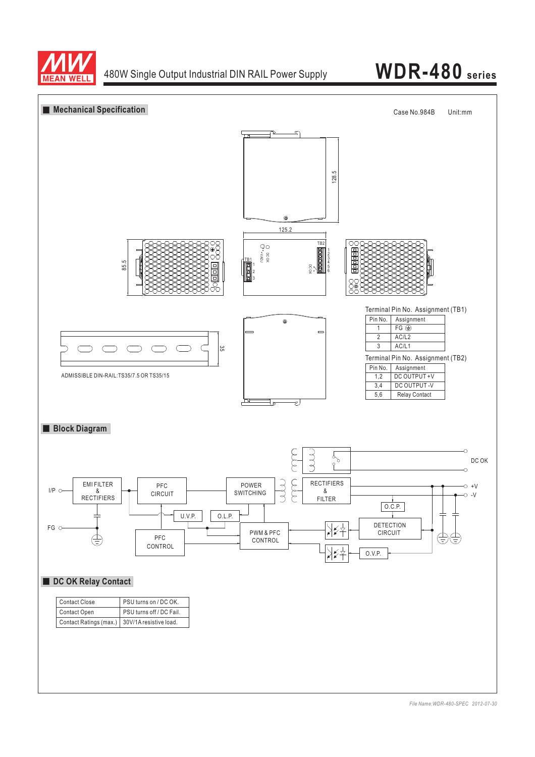# WDR-480 series

480W Single Output Industrial DIN RAIL Power Supply

## Mechanical Specification

Case No.984B Unit:mm

125.2

128.5

85.5

35

ADMISSIBLE DIN-RAIL:TS35/7.5 OR TS35/15

Terminal Pin No. Assignment (TB1)

| Pin No. | Assignment |
|---|---|
| 1 | FG ⏚ |
| 2 | AC/L2 |
| 3 | AC/L1 |

Terminal Pin No. Assignment (TB2)

| Pin No. | Assignment |
|---|---|
| 1,2 | DC OUTPUT +V |
| 3,4 | DC OUTPUT -V |
| 5,6 | Relay Contact |

## Block Diagram

I/P, FG, EMI FILTER & RECTIFIERS, PFC CIRCUIT, POWER SWITCHING, RECTIFIERS & FILTER, DC OK, +V, -V, O.C.P., U.V.P., O.L.P., PFC CONTROL, PWM & PFC CONTROL, DETECTION CIRCUIT, O.V.P.

## DC OK Relay Contact

| Contact Close | PSU turns on / DC OK. |
|---|---|
| Contact Open | PSU turns off / DC Fail. |
| Contact Ratings (max.) | 30V/1A resistive load. |

*File Name:WDR-480-SPEC 2012-07-30*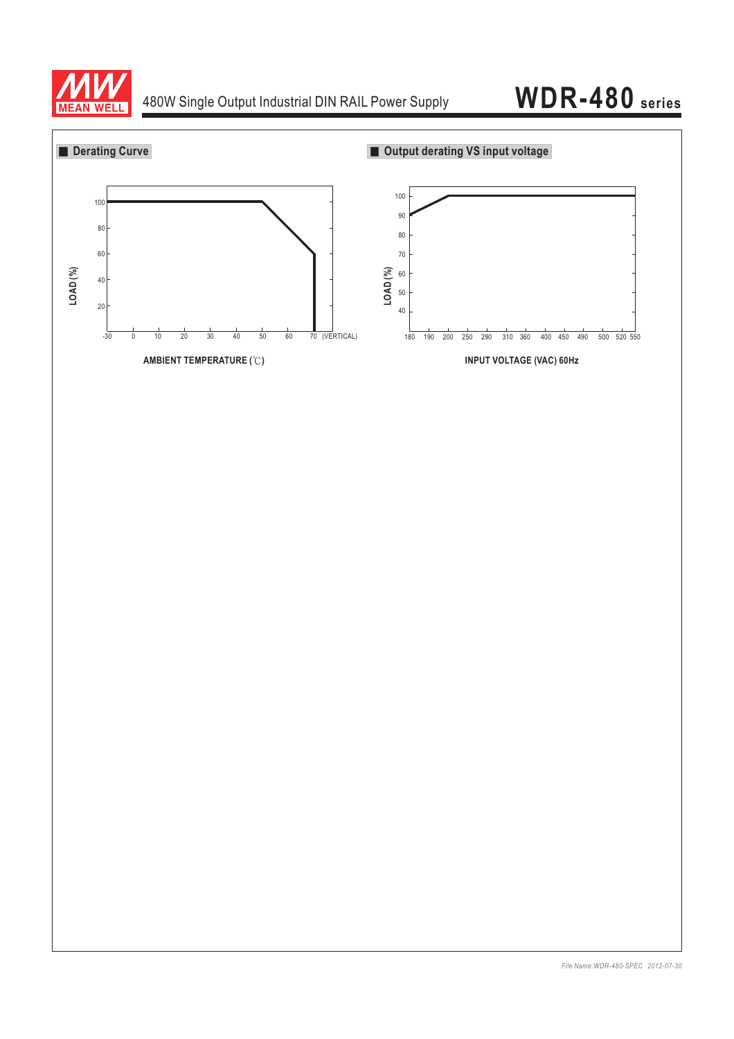## Derating Curve

100
80
60
40
20

LOAD (%)

-30 0 10 20 30 40 50 60 70 (VERTICAL)

AMBIENT TEMPERATURE (℃)

## Output derating VS input voltage

100
90
80
70
60
50
40

LOAD (%)

180 190 200 250 290 310 360 400 450 490 500 520 550

INPUT VOLTAGE (VAC) 60Hz